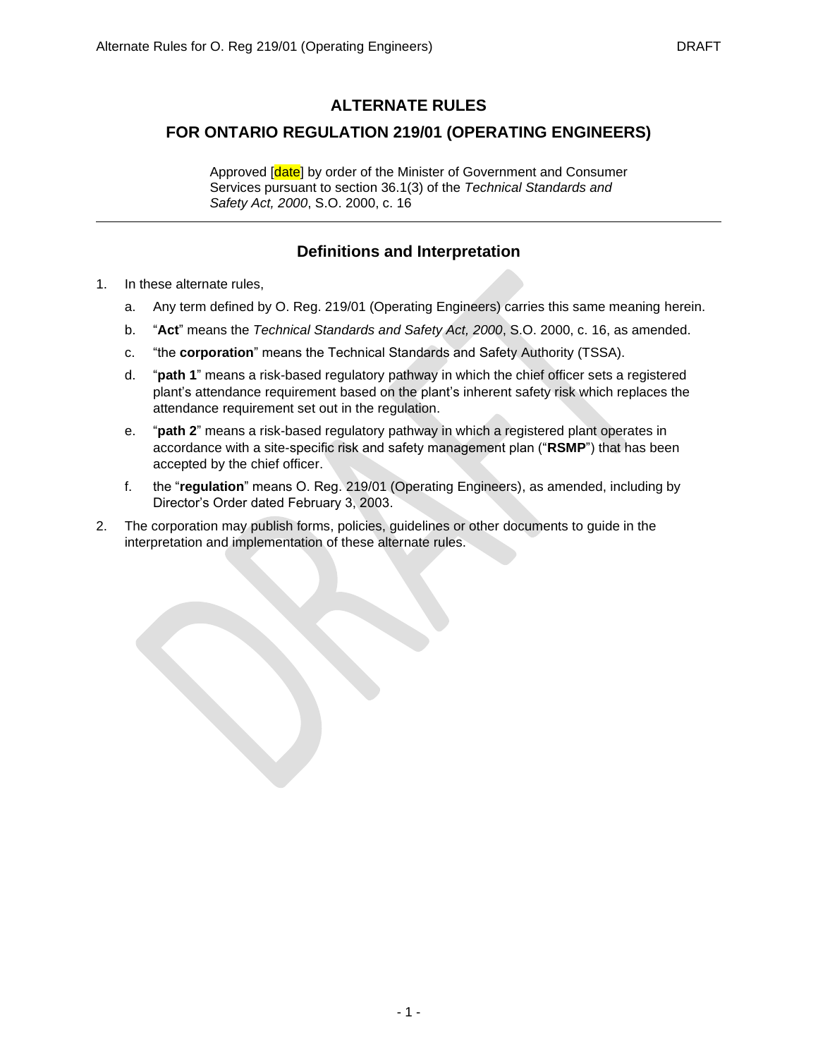# ALTERNATE RULES

## FOR ONTARIO REGULATION 219/01 (OPERATING ENGINEERS)

Approved [date] by order of the Minister of Government and Consumer Services pursuant to section 36.1(3) of the *Technical Standards and Safety Act, 2000*, S.O. 2000, c. 16

---

### Definitions and Interpretation

1. In these alternate rules,

   a. Any term defined by O. Reg. 219/01 (Operating Engineers) carries this same meaning herein.

   b. "**Act**" means the *Technical Standards and Safety Act, 2000*, S.O. 2000, c. 16, as amended.

   c. "the **corporation**" means the Technical Standards and Safety Authority (TSSA).

   d. "**path 1**" means a risk-based regulatory pathway in which the chief officer sets a registered plant's attendance requirement based on the plant's inherent safety risk which replaces the attendance requirement set out in the regulation.

   e. "**path 2**" means a risk-based regulatory pathway in which a registered plant operates in accordance with a site-specific risk and safety management plan ("**RSMP**") that has been accepted by the chief officer.

   f. the "**regulation**" means O. Reg. 219/01 (Operating Engineers), as amended, including by Director's Order dated February 3, 2003.

2. The corporation may publish forms, policies, guidelines or other documents to guide in the interpretation and implementation of these alternate rules.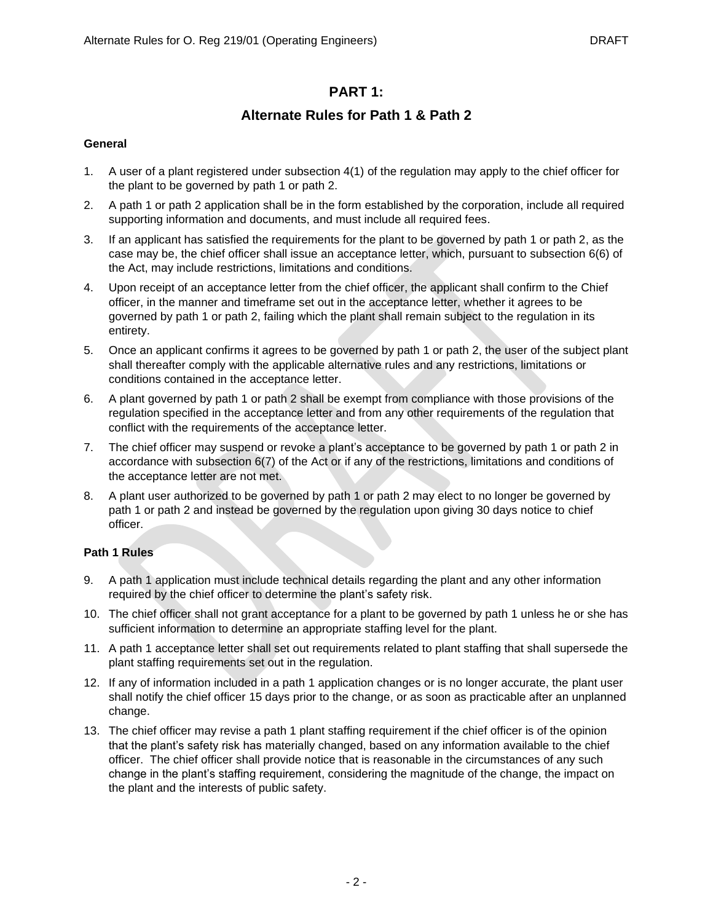# PART 1:

## Alternate Rules for Path 1 & Path 2

**General**

1. A user of a plant registered under subsection 4(1) of the regulation may apply to the chief officer for the plant to be governed by path 1 or path 2.
2. A path 1 or path 2 application shall be in the form established by the corporation, include all required supporting information and documents, and must include all required fees.
3. If an applicant has satisfied the requirements for the plant to be governed by path 1 or path 2, as the case may be, the chief officer shall issue an acceptance letter, which, pursuant to subsection 6(6) of the Act, may include restrictions, limitations and conditions.
4. Upon receipt of an acceptance letter from the chief officer, the applicant shall confirm to the Chief officer, in the manner and timeframe set out in the acceptance letter, whether it agrees to be governed by path 1 or path 2, failing which the plant shall remain subject to the regulation in its entirety.
5. Once an applicant confirms it agrees to be governed by path 1 or path 2, the user of the subject plant shall thereafter comply with the applicable alternative rules and any restrictions, limitations or conditions contained in the acceptance letter.
6. A plant governed by path 1 or path 2 shall be exempt from compliance with those provisions of the regulation specified in the acceptance letter and from any other requirements of the regulation that conflict with the requirements of the acceptance letter.
7. The chief officer may suspend or revoke a plant's acceptance to be governed by path 1 or path 2 in accordance with subsection 6(7) of the Act or if any of the restrictions, limitations and conditions of the acceptance letter are not met.
8. A plant user authorized to be governed by path 1 or path 2 may elect to no longer be governed by path 1 or path 2 and instead be governed by the regulation upon giving 30 days notice to chief officer.

**Path 1 Rules**

9. A path 1 application must include technical details regarding the plant and any other information required by the chief officer to determine the plant's safety risk.
10. The chief officer shall not grant acceptance for a plant to be governed by path 1 unless he or she has sufficient information to determine an appropriate staffing level for the plant.
11. A path 1 acceptance letter shall set out requirements related to plant staffing that shall supersede the plant staffing requirements set out in the regulation.
12. If any of information included in a path 1 application changes or is no longer accurate, the plant user shall notify the chief officer 15 days prior to the change, or as soon as practicable after an unplanned change.
13. The chief officer may revise a path 1 plant staffing requirement if the chief officer is of the opinion that the plant's safety risk has materially changed, based on any information available to the chief officer. The chief officer shall provide notice that is reasonable in the circumstances of any such change in the plant's staffing requirement, considering the magnitude of the change, the impact on the plant and the interests of public safety.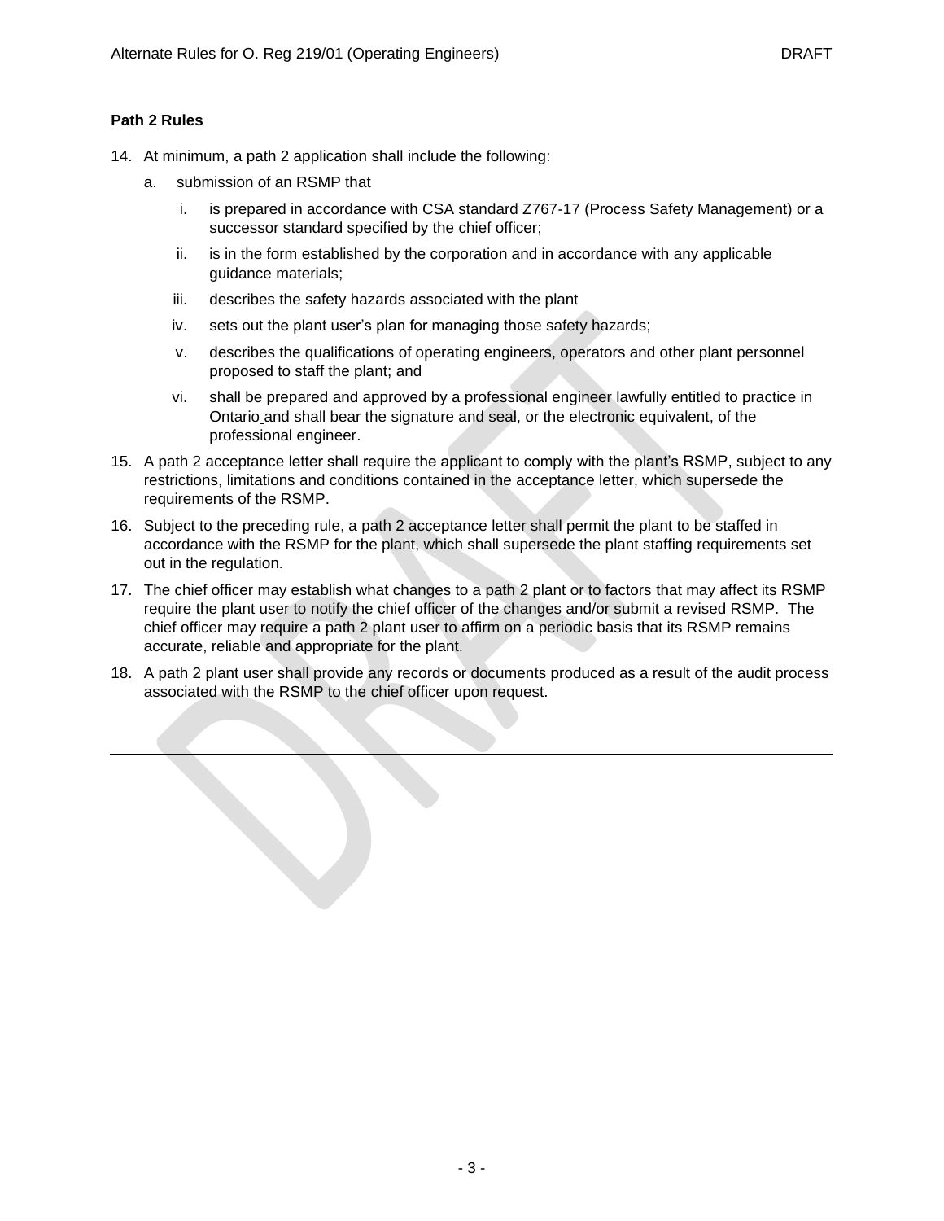**Path 2 Rules**

14. At minimum, a path 2 application shall include the following:
    a. submission of an RSMP that
        i. is prepared in accordance with CSA standard Z767-17 (Process Safety Management) or a successor standard specified by the chief officer;
        ii. is in the form established by the corporation and in accordance with any applicable guidance materials;
        iii. describes the safety hazards associated with the plant
        iv. sets out the plant user's plan for managing those safety hazards;
        v. describes the qualifications of operating engineers, operators and other plant personnel proposed to staff the plant; and
        vi. shall be prepared and approved by a professional engineer lawfully entitled to practice in Ontario and shall bear the signature and seal, or the electronic equivalent, of the professional engineer.
15. A path 2 acceptance letter shall require the applicant to comply with the plant's RSMP, subject to any restrictions, limitations and conditions contained in the acceptance letter, which supersede the requirements of the RSMP.
16. Subject to the preceding rule, a path 2 acceptance letter shall permit the plant to be staffed in accordance with the RSMP for the plant, which shall supersede the plant staffing requirements set out in the regulation.
17. The chief officer may establish what changes to a path 2 plant or to factors that may affect its RSMP require the plant user to notify the chief officer of the changes and/or submit a revised RSMP. The chief officer may require a path 2 plant user to affirm on a periodic basis that its RSMP remains accurate, reliable and appropriate for the plant.
18. A path 2 plant user shall provide any records or documents produced as a result of the audit process associated with the RSMP to the chief officer upon request.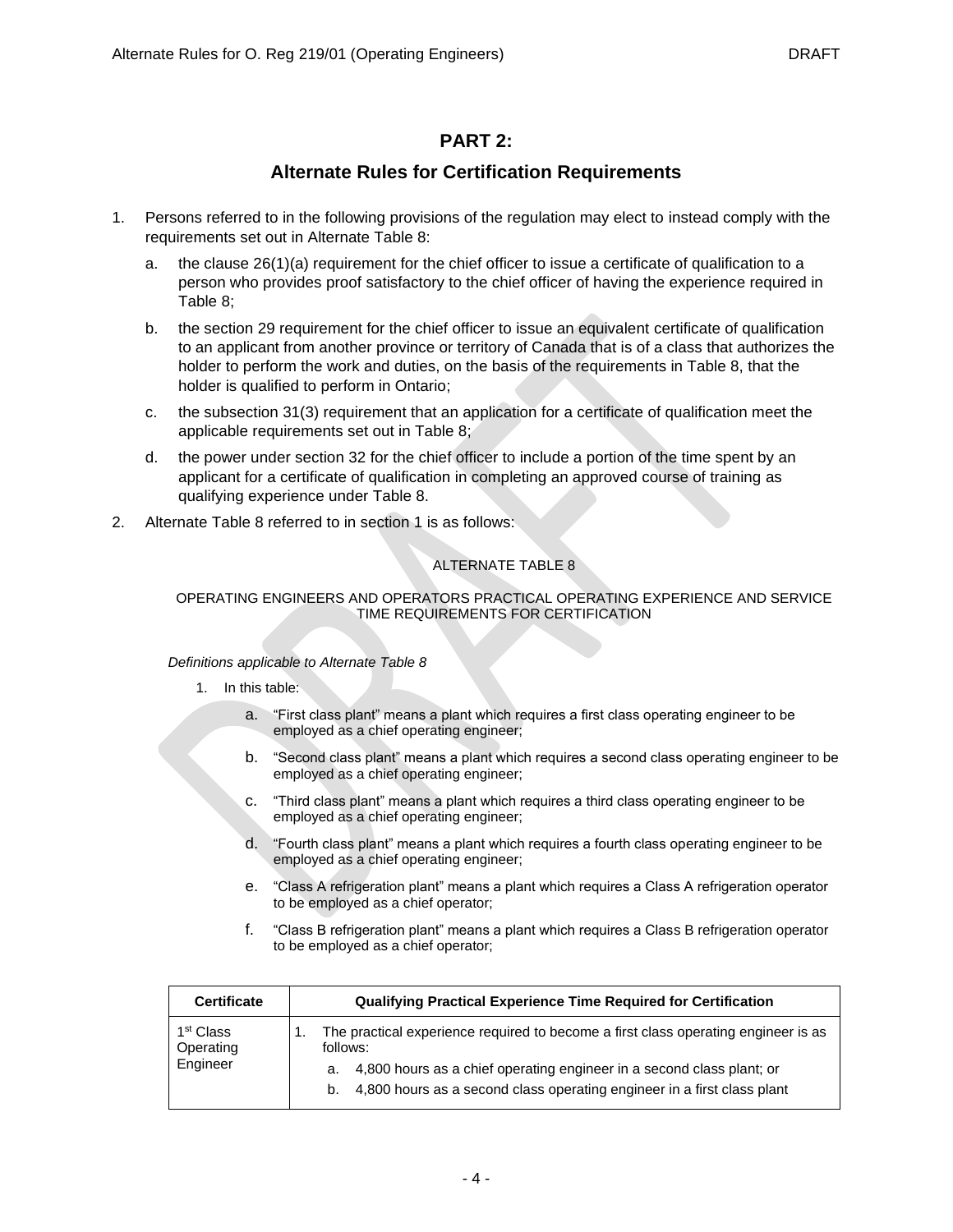# PART 2:

## Alternate Rules for Certification Requirements

1. Persons referred to in the following provisions of the regulation may elect to instead comply with the requirements set out in Alternate Table 8:
   a. the clause 26(1)(a) requirement for the chief officer to issue a certificate of qualification to a person who provides proof satisfactory to the chief officer of having the experience required in Table 8;
   b. the section 29 requirement for the chief officer to issue an equivalent certificate of qualification to an applicant from another province or territory of Canada that is of a class that authorizes the holder to perform the work and duties, on the basis of the requirements in Table 8, that the holder is qualified to perform in Ontario;
   c. the subsection 31(3) requirement that an application for a certificate of qualification meet the applicable requirements set out in Table 8;
   d. the power under section 32 for the chief officer to include a portion of the time spent by an applicant for a certificate of qualification in completing an approved course of training as qualifying experience under Table 8.
2. Alternate Table 8 referred to in section 1 is as follows:

ALTERNATE TABLE 8

OPERATING ENGINEERS AND OPERATORS PRACTICAL OPERATING EXPERIENCE AND SERVICE TIME REQUIREMENTS FOR CERTIFICATION

*Definitions applicable to Alternate Table 8*

1. In this table:
   a. "First class plant" means a plant which requires a first class operating engineer to be employed as a chief operating engineer;
   b. "Second class plant" means a plant which requires a second class operating engineer to be employed as a chief operating engineer;
   c. "Third class plant" means a plant which requires a third class operating engineer to be employed as a chief operating engineer;
   d. "Fourth class plant" means a plant which requires a fourth class operating engineer to be employed as a chief operating engineer;
   e. "Class A refrigeration plant" means a plant which requires a Class A refrigeration operator to be employed as a chief operator;
   f. "Class B refrigeration plant" means a plant which requires a Class B refrigeration operator to be employed as a chief operator;

| Certificate | Qualifying Practical Experience Time Required for Certification |
|---|---|
| 1st Class Operating Engineer | 1. The practical experience required to become a first class operating engineer is as follows: <br> a. 4,800 hours as a chief operating engineer in a second class plant; or <br> b. 4,800 hours as a second class operating engineer in a first class plant |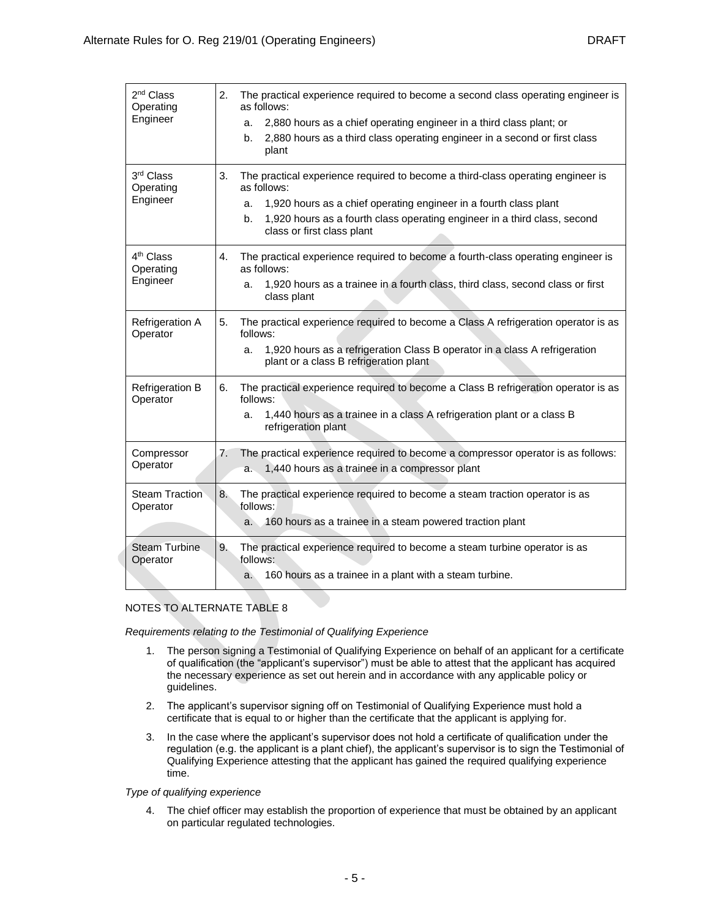| | |
|---|---|
| 2nd Class Operating Engineer | 2. The practical experience required to become a second class operating engineer is as follows:<br>a. 2,880 hours as a chief operating engineer in a third class plant; or<br>b. 2,880 hours as a third class operating engineer in a second or first class plant |
| 3rd Class Operating Engineer | 3. The practical experience required to become a third-class operating engineer is as follows:<br>a. 1,920 hours as a chief operating engineer in a fourth class plant<br>b. 1,920 hours as a fourth class operating engineer in a third class, second class or first class plant |
| 4th Class Operating Engineer | 4. The practical experience required to become a fourth-class operating engineer is as follows:<br>a. 1,920 hours as a trainee in a fourth class, third class, second class or first class plant |
| Refrigeration A Operator | 5. The practical experience required to become a Class A refrigeration operator is as follows:<br>a. 1,920 hours as a refrigeration Class B operator in a class A refrigeration plant or a class B refrigeration plant |
| Refrigeration B Operator | 6. The practical experience required to become a Class B refrigeration operator is as follows:<br>a. 1,440 hours as a trainee in a class A refrigeration plant or a class B refrigeration plant |
| Compressor Operator | 7. The practical experience required to become a compressor operator is as follows:<br>a. 1,440 hours as a trainee in a compressor plant |
| Steam Traction Operator | 8. The practical experience required to become a steam traction operator is as follows:<br>a. 160 hours as a trainee in a steam powered traction plant |
| Steam Turbine Operator | 9. The practical experience required to become a steam turbine operator is as follows:<br>a. 160 hours as a trainee in a plant with a steam turbine. |

NOTES TO ALTERNATE TABLE 8

*Requirements relating to the Testimonial of Qualifying Experience*

1. The person signing a Testimonial of Qualifying Experience on behalf of an applicant for a certificate of qualification (the "applicant's supervisor") must be able to attest that the applicant has acquired the necessary experience as set out herein and in accordance with any applicable policy or guidelines.
2. The applicant's supervisor signing off on Testimonial of Qualifying Experience must hold a certificate that is equal to or higher than the certificate that the applicant is applying for.
3. In the case where the applicant's supervisor does not hold a certificate of qualification under the regulation (e.g. the applicant is a plant chief), the applicant's supervisor is to sign the Testimonial of Qualifying Experience attesting that the applicant has gained the required qualifying experience time.

*Type of qualifying experience*

4. The chief officer may establish the proportion of experience that must be obtained by an applicant on particular regulated technologies.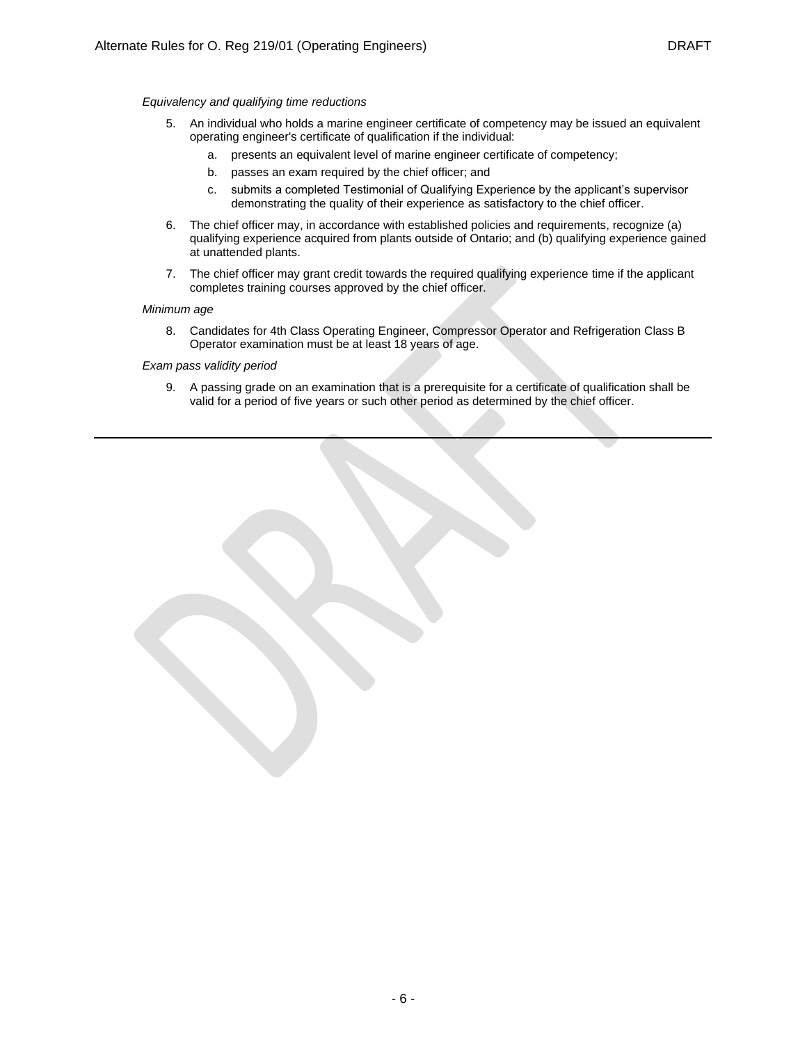*Equivalency and qualifying time reductions*

5. An individual who holds a marine engineer certificate of competency may be issued an equivalent operating engineer's certificate of qualification if the individual:
   a. presents an equivalent level of marine engineer certificate of competency;
   b. passes an exam required by the chief officer; and
   c. submits a completed Testimonial of Qualifying Experience by the applicant's supervisor demonstrating the quality of their experience as satisfactory to the chief officer.
6. The chief officer may, in accordance with established policies and requirements, recognize (a) qualifying experience acquired from plants outside of Ontario; and (b) qualifying experience gained at unattended plants.
7. The chief officer may grant credit towards the required qualifying experience time if the applicant completes training courses approved by the chief officer.

*Minimum age*

8. Candidates for 4th Class Operating Engineer, Compressor Operator and Refrigeration Class B Operator examination must be at least 18 years of age.

*Exam pass validity period*

9. A passing grade on an examination that is a prerequisite for a certificate of qualification shall be valid for a period of five years or such other period as determined by the chief officer.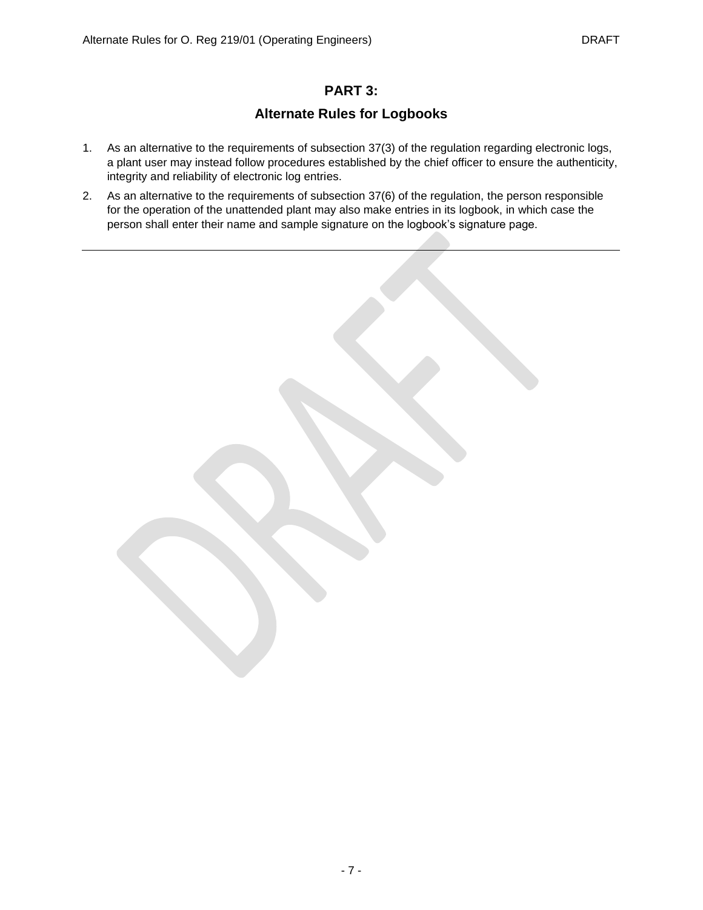# PART 3:

## Alternate Rules for Logbooks

1. As an alternative to the requirements of subsection 37(3) of the regulation regarding electronic logs, a plant user may instead follow procedures established by the chief officer to ensure the authenticity, integrity and reliability of electronic log entries.
2. As an alternative to the requirements of subsection 37(6) of the regulation, the person responsible for the operation of the unattended plant may also make entries in its logbook, in which case the person shall enter their name and sample signature on the logbook's signature page.

---